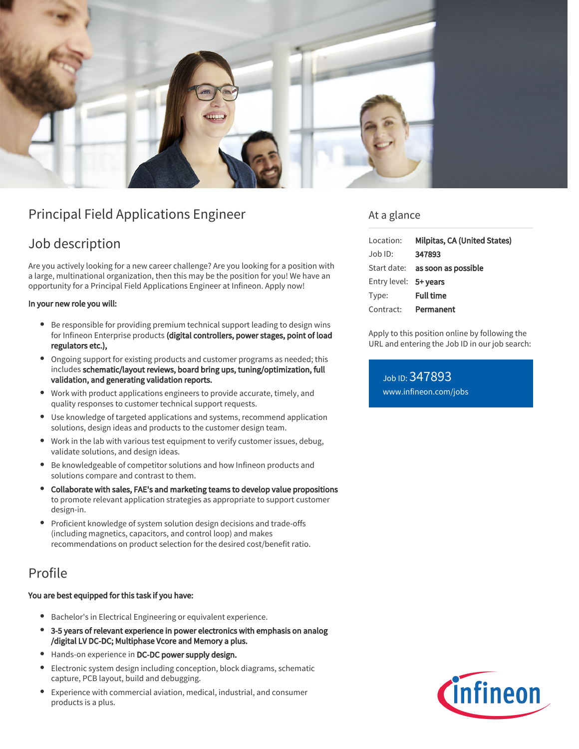# Principal Field Applications Engineer

## Job description

Are you actively looking for a new career challenge? Are you looking for a position with a large, multinational organization, then this may be the position for you! We have an opportunity for a Principal Field Applications Engineer at Infineon. Apply now!

**In your new role you will:**

- Be responsible for providing premium technical support leading to design wins for Infineon Enterprise products **(digital controllers, power stages, point of load regulators etc.),**
- Ongoing support for existing products and customer programs as needed; this includes **schematic/layout reviews, board bring ups, tuning/optimization, full validation, and generating validation reports.**
- Work with product applications engineers to provide accurate, timely, and quality responses to customer technical support requests.
- Use knowledge of targeted applications and systems, recommend application solutions, design ideas and products to the customer design team.
- Work in the lab with various test equipment to verify customer issues, debug, validate solutions, and design ideas.
- Be knowledgeable of competitor solutions and how Infineon products and solutions compare and contrast to them.
- **Collaborate with sales, FAE's and marketing teams to develop value propositions** to promote relevant application strategies as appropriate to support customer design-in.
- Proficient knowledge of system solution design decisions and trade-offs (including magnetics, capacitors, and control loop) and makes recommendations on product selection for the desired cost/benefit ratio.

## Profile

**You are best equipped for this task if you have:**

- Bachelor's in Electrical Engineering or equivalent experience.
- **3-5 years of relevant experience in power electronics with emphasis on analog /digital LV DC-DC; Multiphase Vcore and Memory a plus.**
- Hands-on experience in **DC-DC power supply design.**
- Electronic system design including conception, block diagrams, schematic capture, PCB layout, build and debugging.
- Experience with commercial aviation, medical, industrial, and consumer products is a plus.

## At a glance

| | |
|---|---|
| Location: | **Milpitas, CA (United States)** |
| Job ID: | **347893** |
| Start date: | **as soon as possible** |
| Entry level: | **5+ years** |
| Type: | **Full time** |
| Contract: | **Permanent** |

Apply to this position online by following the URL and entering the Job ID in our job search:

Job ID: 347893
www.infineon.com/jobs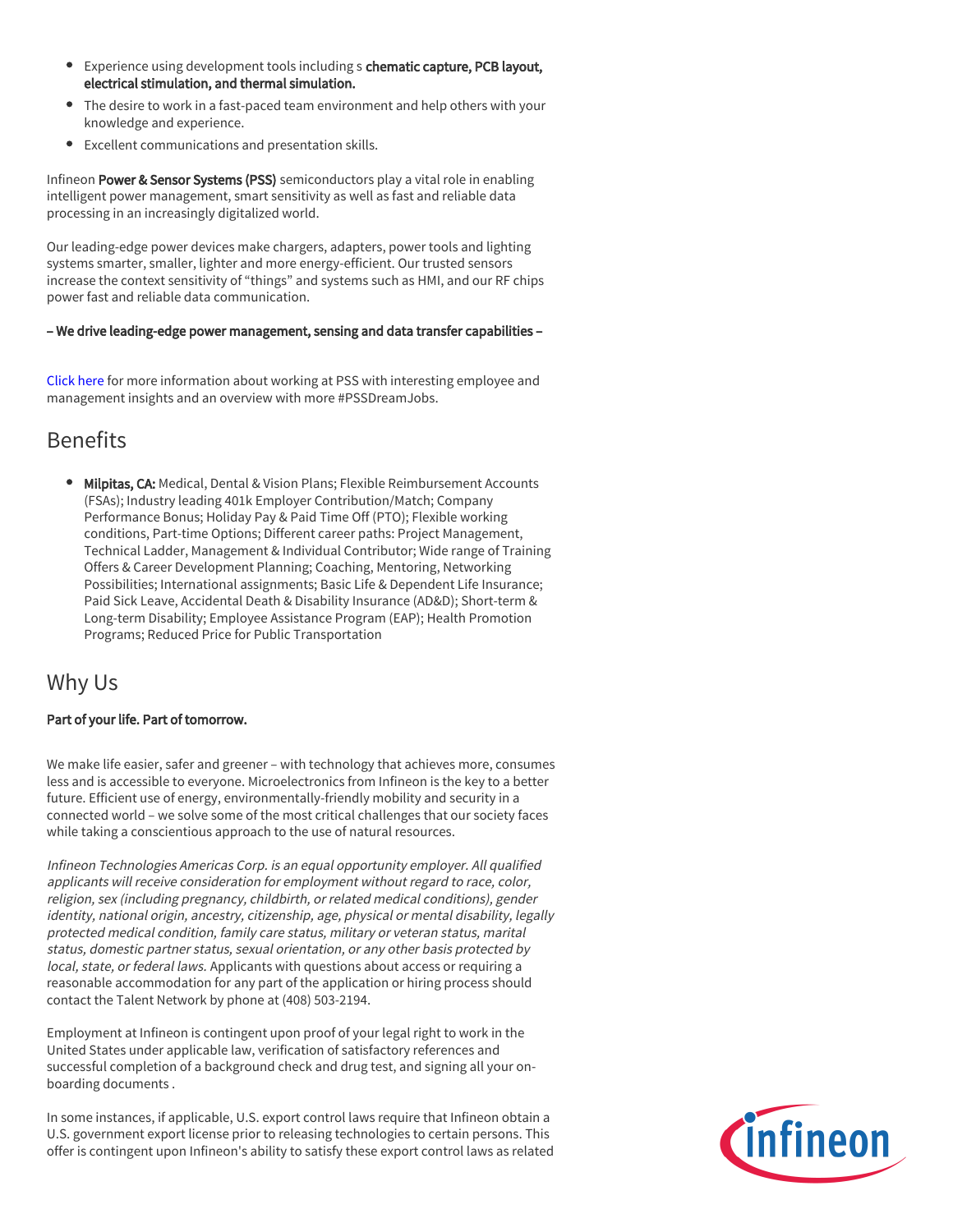- Experience using development tools including s **chematic capture, PCB layout, electrical stimulation, and thermal simulation.**
- The desire to work in a fast-paced team environment and help others with your knowledge and experience.
- Excellent communications and presentation skills.

Infineon **Power & Sensor Systems (PSS)** semiconductors play a vital role in enabling intelligent power management, smart sensitivity as well as fast and reliable data processing in an increasingly digitalized world.

Our leading-edge power devices make chargers, adapters, power tools and lighting systems smarter, smaller, lighter and more energy-efficient. Our trusted sensors increase the context sensitivity of "things" and systems such as HMI, and our RF chips power fast and reliable data communication.

**– We drive leading-edge power management, sensing and data transfer capabilities –**

Click here for more information about working at PSS with interesting employee and management insights and an overview with more #PSSDreamJobs.

## Benefits

- **Milpitas, CA:** Medical, Dental & Vision Plans; Flexible Reimbursement Accounts (FSAs); Industry leading 401k Employer Contribution/Match; Company Performance Bonus; Holiday Pay & Paid Time Off (PTO); Flexible working conditions, Part-time Options; Different career paths: Project Management, Technical Ladder, Management & Individual Contributor; Wide range of Training Offers & Career Development Planning; Coaching, Mentoring, Networking Possibilities; International assignments; Basic Life & Dependent Life Insurance; Paid Sick Leave, Accidental Death & Disability Insurance (AD&D); Short-term & Long-term Disability; Employee Assistance Program (EAP); Health Promotion Programs; Reduced Price for Public Transportation

## Why Us

**Part of your life. Part of tomorrow.**

We make life easier, safer and greener – with technology that achieves more, consumes less and is accessible to everyone. Microelectronics from Infineon is the key to a better future. Efficient use of energy, environmentally-friendly mobility and security in a connected world – we solve some of the most critical challenges that our society faces while taking a conscientious approach to the use of natural resources.

*Infineon Technologies Americas Corp. is an equal opportunity employer. All qualified applicants will receive consideration for employment without regard to race, color, religion, sex (including pregnancy, childbirth, or related medical conditions), gender identity, national origin, ancestry, citizenship, age, physical or mental disability, legally protected medical condition, family care status, military or veteran status, marital status, domestic partner status, sexual orientation, or any other basis protected by local, state, or federal laws.* Applicants with questions about access or requiring a reasonable accommodation for any part of the application or hiring process should contact the Talent Network by phone at (408) 503-2194.

Employment at Infineon is contingent upon proof of your legal right to work in the United States under applicable law, verification of satisfactory references and successful completion of a background check and drug test, and signing all your on-boarding documents .

In some instances, if applicable, U.S. export control laws require that Infineon obtain a U.S. government export license prior to releasing technologies to certain persons. This offer is contingent upon Infineon's ability to satisfy these export control laws as related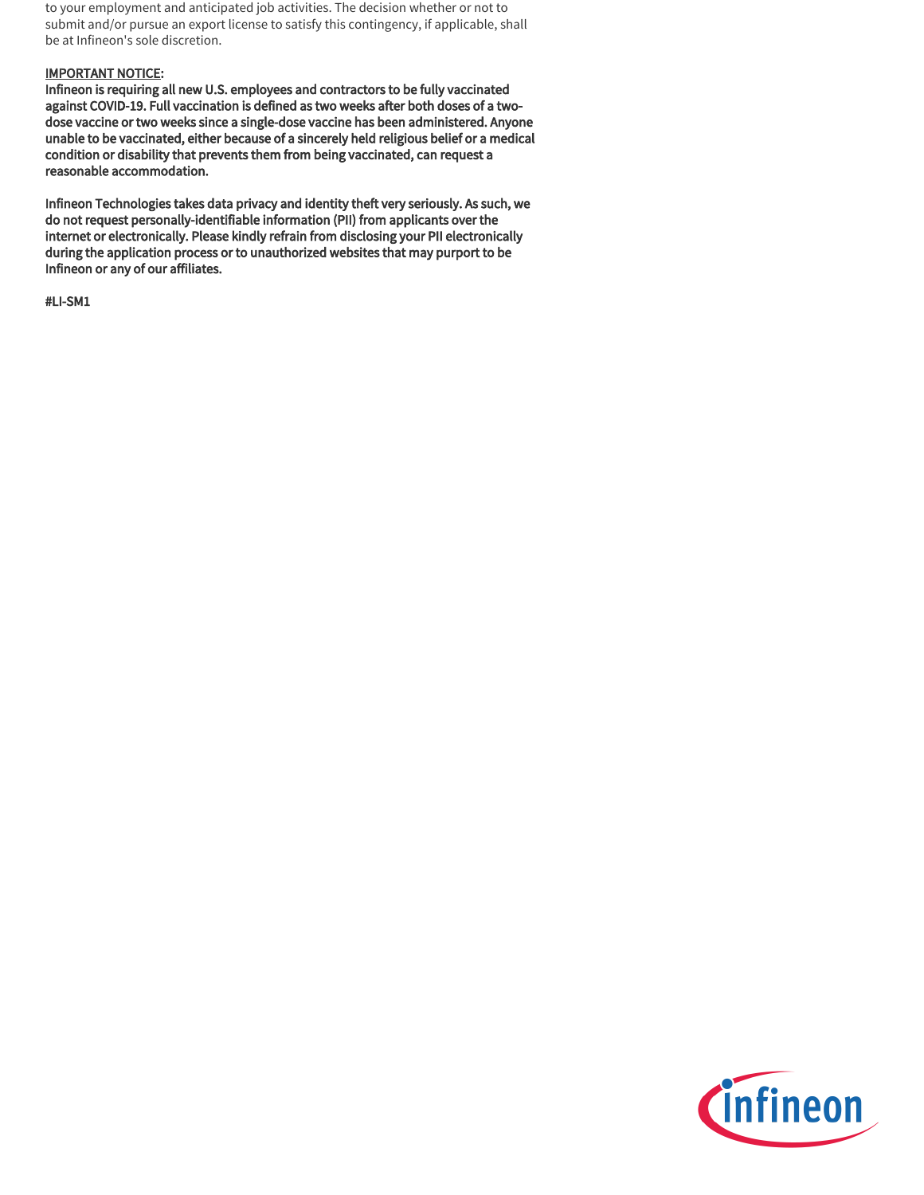to your employment and anticipated job activities. The decision whether or not to submit and/or pursue an export license to satisfy this contingency, if applicable, shall be at Infineon's sole discretion.

**IMPORTANT NOTICE:**
**Infineon is requiring all new U.S. employees and contractors to be fully vaccinated against COVID-19. Full vaccination is defined as two weeks after both doses of a two-dose vaccine or two weeks since a single-dose vaccine has been administered. Anyone unable to be vaccinated, either because of a sincerely held religious belief or a medical condition or disability that prevents them from being vaccinated, can request a reasonable accommodation.**

**Infineon Technologies takes data privacy and identity theft very seriously. As such, we do not request personally-identifiable information (PII) from applicants over the internet or electronically. Please kindly refrain from disclosing your PII electronically during the application process or to unauthorized websites that may purport to be Infineon or any of our affiliates.**

**#LI-SM1**